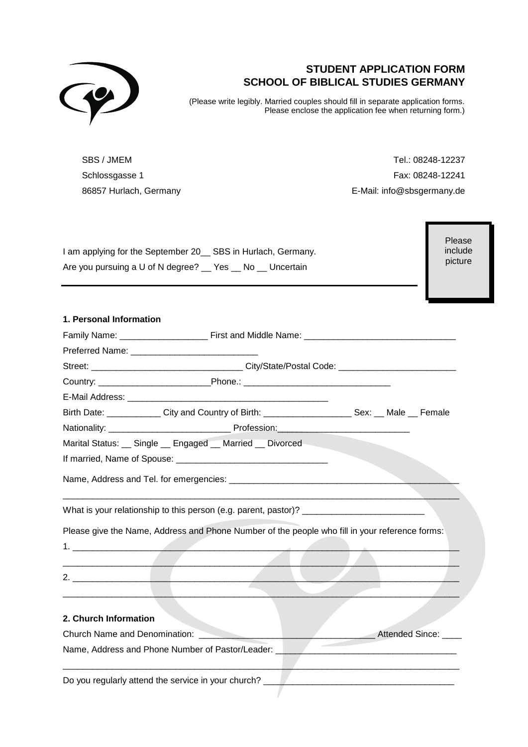# STUDENT APPLICATION FORM
# SCHOOL OF BIBLICAL STUDIES GERMANY

(Please write legibly. Married couples should fill in separate application forms. Please enclose the application fee when returning form.)

SBS / JMEM
Schlossgasse 1
86857 Hurlach, Germany

Tel.: 08248-12237
Fax: 08248-12241
E-Mail: info@sbsgermany.de

Please include picture

I am applying for the September 20__ SBS in Hurlach, Germany.

Are you pursuing a U of N degree? __ Yes __ No __ Uncertain

---

**1. Personal Information**

Family Name: __________________ First and Middle Name: _______________________________

Preferred Name: __________________________

Street: _______________________________ City/State/Postal Code: ________________________

Country: _______________________Phone.: ______________________________

E-Mail Address: _________________________________________

Birth Date: ___________ City and Country of Birth: __________________ Sex: __ Male __ Female

Nationality: _________________________ Profession:__________________________

Marital Status: __ Single __ Engaged __ Married __ Divorced

If married, Name of Spouse: _______________________________

Name, Address and Tel. for emergencies: ________________________________________________

_____________________________________________________________________________________

What is your relationship to this person (e.g. parent, pastor)? _________________________

Please give the Name, Address and Phone Number of the people who fill in your reference forms:

1. ___________________________________________________________________________________

_____________________________________________________________________________________

2. ___________________________________________________________________________________

_____________________________________________________________________________________

**2. Church Information**

Church Name and Denomination: ____________________________________ Attended Since: ____

Name, Address and Phone Number of Pastor/Leader: _____________________________________

_____________________________________________________________________________________

Do you regularly attend the service in your church? _______________________________________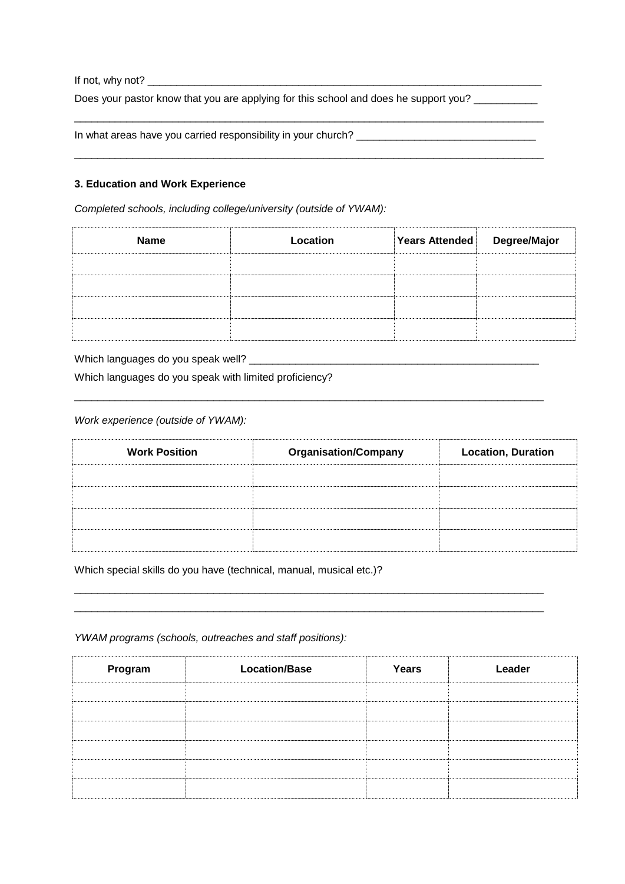If not, why not? ___________________________________________________________________

Does your pastor know that you are applying for this school and does he support you? ___________

_______________________________________________________________________________

In what areas have you carried responsibility in your church? _______________________________

_______________________________________________________________________________

**3. Education and Work Experience**

*Completed schools, including college/university (outside of YWAM):*

| Name | Location | Years Attended | Degree/Major |
|---|---|---|---|
| | | | |
| | | | |
| | | | |
| | | | |

Which languages do you speak well? ___________________________________________________

Which languages do you speak with limited proficiency?

_______________________________________________________________________________

*Work experience (outside of YWAM):*

| Work Position | Organisation/Company | Location, Duration |
|---|---|---|
| | | |
| | | |
| | | |
| | | |

Which special skills do you have (technical, manual, musical etc.)?

_______________________________________________________________________________

_______________________________________________________________________________

*YWAM programs (schools, outreaches and staff positions):*

| Program | Location/Base | Years | Leader |
|---|---|---|---|
| | | | |
| | | | |
| | | | |
| | | | |
| | | | |
| | | | |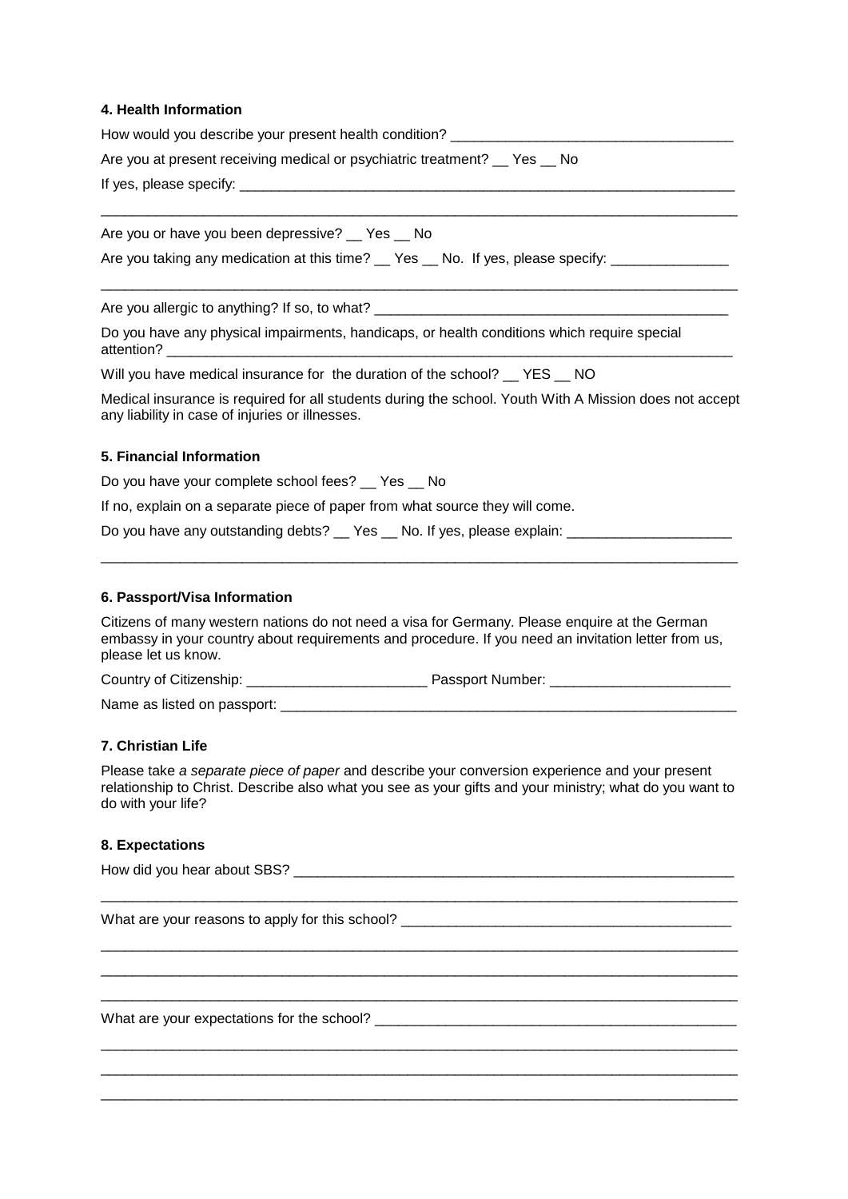### 4. Health Information

How would you describe your present health condition? ___________________________________

Are you at present receiving medical or psychiatric treatment? __ Yes __ No

If yes, please specify: _________________________________________________________________

_______________________________________________________________________________

Are you or have you been depressive? __ Yes __ No

Are you taking any medication at this time? __ Yes __ No. If yes, please specify: _______________

_______________________________________________________________________________

Are you allergic to anything? If so, to what? ____________________________________________

Do you have any physical impairments, handicaps, or health conditions which require special attention? ________________________________________________________________________

Will you have medical insurance for the duration of the school? __ YES __ NO

Medical insurance is required for all students during the school. Youth With A Mission does not accept any liability in case of injuries or illnesses.

### 5. Financial Information

Do you have your complete school fees? __ Yes __ No

If no, explain on a separate piece of paper from what source they will come.

Do you have any outstanding debts? __ Yes __ No. If yes, please explain: _____________________

_______________________________________________________________________________

### 6. Passport/Visa Information

Citizens of many western nations do not need a visa for Germany. Please enquire at the German embassy in your country about requirements and procedure. If you need an invitation letter from us, please let us know.

Country of Citizenship: _______________________ Passport Number: _______________________

Name as listed on passport: _____________________________________________________________

### 7. Christian Life

Please take *a separate piece of paper* and describe your conversion experience and your present relationship to Christ. Describe also what you see as your gifts and your ministry; what do you want to do with your life?

### 8. Expectations

How did you hear about SBS? ___________________________________________________________

_______________________________________________________________________________

What are your reasons to apply for this school? __________________________________________

_______________________________________________________________________________

_______________________________________________________________________________

_______________________________________________________________________________

What are your expectations for the school? ______________________________________________

_______________________________________________________________________________

_______________________________________________________________________________

_______________________________________________________________________________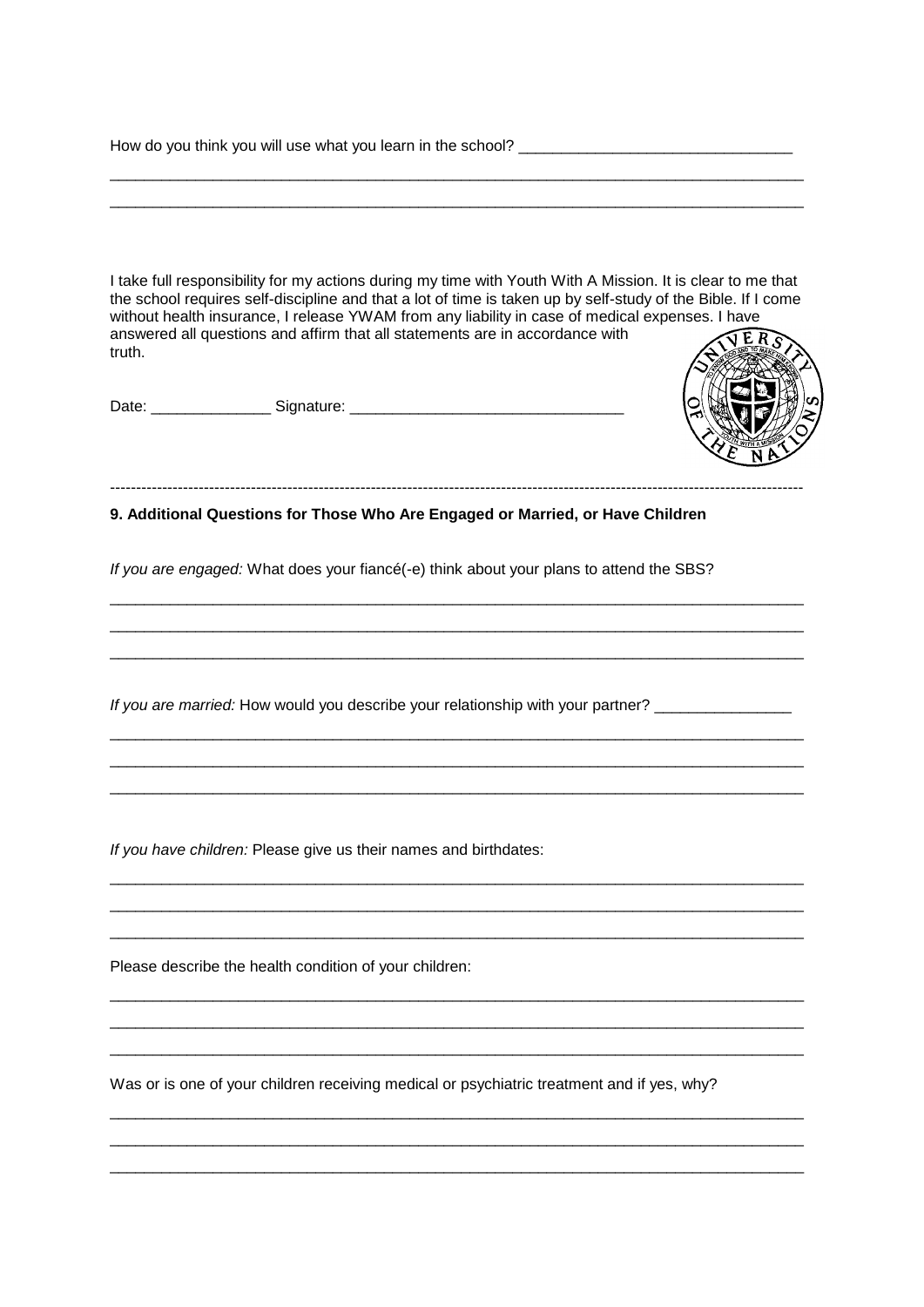How do you think you will use what you learn in the school? _______________________________

_______________________________________________________________________________

_______________________________________________________________________________

I take full responsibility for my actions during my time with Youth With A Mission. It is clear to me that the school requires self-discipline and that a lot of time is taken up by self-study of the Bible. If I come without health insurance, I release YWAM from any liability in case of medical expenses. I have answered all questions and affirm that all statements are in accordance with truth.

Date: ______________ Signature: ________________________________

---

**9. Additional Questions for Those Who Are Engaged or Married, or Have Children**

*If you are engaged:* What does your fiancé(-e) think about your plans to attend the SBS?

_______________________________________________________________________________

_______________________________________________________________________________

_______________________________________________________________________________

*If you are married:* How would you describe your relationship with your partner? _______________

_______________________________________________________________________________

_______________________________________________________________________________

_______________________________________________________________________________

*If you have children:* Please give us their names and birthdates:

_______________________________________________________________________________

_______________________________________________________________________________

_______________________________________________________________________________

Please describe the health condition of your children:

_______________________________________________________________________________

_______________________________________________________________________________

_______________________________________________________________________________

Was or is one of your children receiving medical or psychiatric treatment and if yes, why?

_______________________________________________________________________________

_______________________________________________________________________________

_______________________________________________________________________________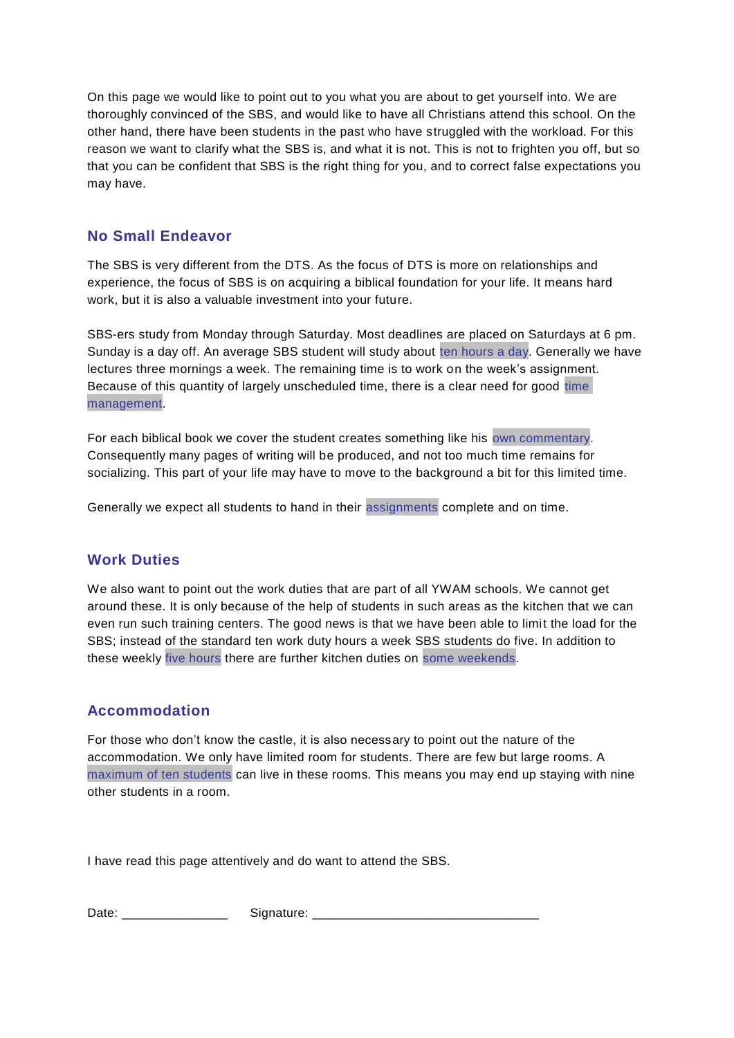On this page we would like to point out to you what you are about to get yourself into. We are thoroughly convinced of the SBS, and would like to have all Christians attend this school. On the other hand, there have been students in the past who have struggled with the workload. For this reason we want to clarify what the SBS is, and what it is not. This is not to frighten you off, but so that you can be confident that SBS is the right thing for you, and to correct false expectations you may have.

## No Small Endeavor

The SBS is very different from the DTS. As the focus of DTS is more on relationships and experience, the focus of SBS is on acquiring a biblical foundation for your life. It means hard work, but it is also a valuable investment into your future.

SBS-ers study from Monday through Saturday. Most deadlines are placed on Saturdays at 6 pm. Sunday is a day off. An average SBS student will study about ten hours a day. Generally we have lectures three mornings a week. The remaining time is to work on the week's assignment. Because of this quantity of largely unscheduled time, there is a clear need for good time management.

For each biblical book we cover the student creates something like his own commentary. Consequently many pages of writing will be produced, and not too much time remains for socializing. This part of your life may have to move to the background a bit for this limited time.

Generally we expect all students to hand in their assignments complete and on time.

## Work Duties

We also want to point out the work duties that are part of all YWAM schools. We cannot get around these. It is only because of the help of students in such areas as the kitchen that we can even run such training centers. The good news is that we have been able to limit the load for the SBS; instead of the standard ten work duty hours a week SBS students do five. In addition to these weekly five hours there are further kitchen duties on some weekends.

## Accommodation

For those who don't know the castle, it is also necessary to point out the nature of the accommodation. We only have limited room for students. There are few but large rooms. A maximum of ten students can live in these rooms. This means you may end up staying with nine other students in a room.

I have read this page attentively and do want to attend the SBS.

Date: _______________ Signature: ________________________________